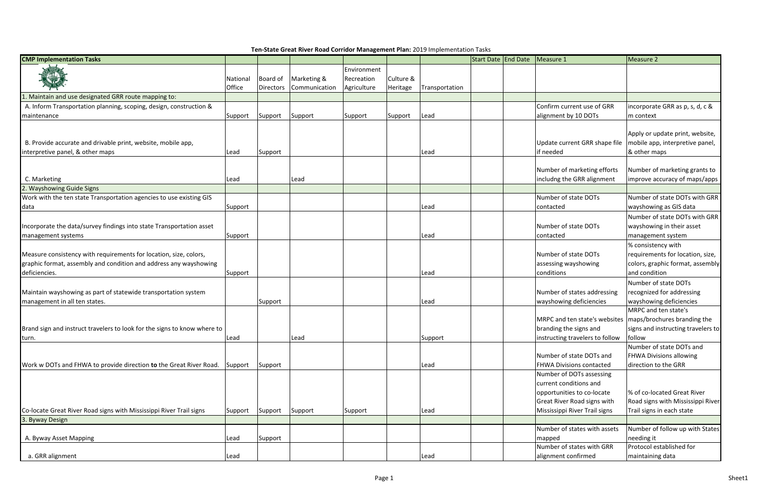**Ten-State Great River Road Corridor Management Plan:** 2019 Implementation Tasks

| CMP Implementation Tasks | National Office | Board of Directors | Marketing & Communication | Environment Recreation Agriculture | Culture & Heritage | Transportation | Start Date | End Date | Measure 1 | Measure 2 |
|---|---|---|---|---|---|---|---|---|---|---|
| 1. Maintain and use designated GRR route mapping to: | | | | | | | | | | |
| A. Inform Transportation planning, scoping, design, construction & maintenance | Support | Support | Support | Support | Support | Lead | | | Confirm current use of GRR alignment by 10 DOTs | incorporate GRR as p, s, d, c & m context |
| B. Provide accurate and drivable print, website, mobile app, interpretive panel, & other maps | Lead | Support | | | | Lead | | | Update current GRR shape file if needed | Apply or update print, website, mobile app, interpretive panel, & other maps |
| C. Marketing | Lead | | Lead | | | | | | Number of marketing efforts includng the GRR alignment | Number of marketing grants to improve accuracy of maps/apps |
| 2. Wayshowing Guide Signs | | | | | | | | | | |
| Work with the ten state Transportation agencies to use existing GIS data | Support | | | | | Lead | | | Number of state DOTs contacted | Number of state DOTs with GRR wayshowing as GIS data |
| Incorporate the data/survey findings into state Transportation asset management systems | Support | | | | | Lead | | | Number of state DOTs contacted | Number of state DOTs with GRR wayshowing in their asset management system |
| Measure consistency with requirements for location, size, colors, graphic format, assembly and condition and address any wayshowing deficiencies. | Support | | | | | Lead | | | Number of state DOTs assessing wayshowing conditions | % consistency with requirements for location, size, colors, graphic format, assembly and condition |
| Maintain wayshowing as part of statewide transportation system management in all ten states. | | Support | | | | Lead | | | Number of states addressing wayshowing deficiencies | Number of state DOTs recognized for addressing wayshowing deficiencies |
| Brand sign and instruct travelers to look for the signs to know where to turn. | Lead | | Lead | | | Support | | | MRPC and ten state's websites branding the signs and instructing travelers to follow | MRPC and ten state's maps/brochures branding the signs and instructing travelers to follow |
| Work w DOTs and FHWA to provide direction **to** the Great River Road. | Support | Support | | | | Lead | | | Number of state DOTs and FHWA Divisions contacted | Number of state DOTs and FHWA Divisions allowing direction to the GRR |
| Co-locate Great River Road signs with Mississippi River Trail signs | Support | Support | Support | Support | | Lead | | | Number of DOTs assessing current conditions and opportunities to co-locate Great River Road signs with Mississippi River Trail signs | % of co-located Great River Road signs with Mississippi River Trail signs in each state |
| 3. Byway Design | | | | | | | | | | |
| A. Byway Asset Mapping | Lead | Support | | | | | | | Number of states with assets mapped | Number of follow up with States needing it |
| a. GRR alignment | Lead | | | | | Lead | | | Number of states with GRR alignment confirmed | Protocol established for maintaining data |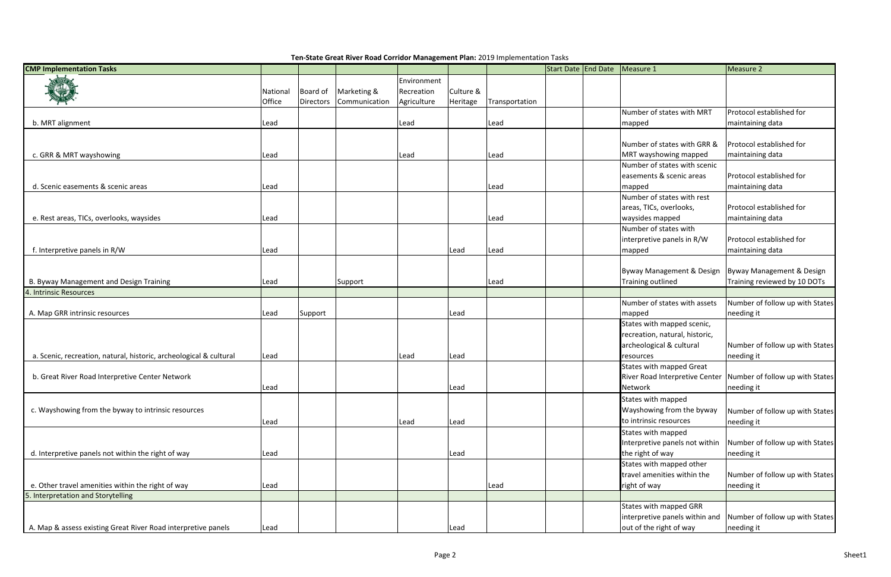**Ten-State Great River Road Corridor Management Plan:** 2019 Implementation Tasks

| CMP Implementation Tasks | National Office | Board of Directors | Marketing & Communication | Environment Recreation Agriculture | Culture & Heritage | Transportation | Start Date | End Date | Measure 1 | Measure 2 |
|---|---|---|---|---|---|---|---|---|---|---|
| b. MRT alignment | Lead | | | Lead | | Lead | | | Number of states with MRT mapped | Protocol established for maintaining data |
| c. GRR & MRT wayshowing | Lead | | | Lead | | Lead | | | Number of states with GRR & MRT wayshowing mapped | Protocol established for maintaining data |
| d. Scenic easements & scenic areas | Lead | | | | | Lead | | | Number of states with scenic easements & scenic areas mapped | Protocol established for maintaining data |
| e. Rest areas, TICs, overlooks, waysides | Lead | | | | | Lead | | | Number of states with rest areas, TICs, overlooks, waysides mapped | Protocol established for maintaining data |
| f. Interpretive panels in R/W | Lead | | | | Lead | Lead | | | Number of states with interpretive panels in R/W mapped | Protocol established for maintaining data |
| B. Byway Management and Design Training | Lead | | Support | | | Lead | | | Byway Management & Design Training outlined | Byway Management & Design Training reviewed by 10 DOTs |
| 4. Intrinsic Resources | | | | | | | | | | |
| A. Map GRR intrinsic resources | Lead | Support | | | Lead | | | | Number of states with assets mapped | Number of follow up with States needing it |
| a. Scenic, recreation, natural, historic, archeological & cultural | Lead | | | Lead | Lead | | | | States with mapped scenic, recreation, natural, historic, archeological & cultural resources | Number of follow up with States needing it |
| b. Great River Road Interpretive Center Network | Lead | | | | Lead | | | | States with mapped Great River Road Interpretive Center Network | Number of follow up with States needing it |
| c. Wayshowing from the byway to intrinsic resources | Lead | | | Lead | Lead | | | | States with mapped Wayshowing from the byway to intrinsic resources | Number of follow up with States needing it |
| d. Interpretive panels not within the right of way | Lead | | | | Lead | | | | States with mapped Interpretive panels not within the right of way | Number of follow up with States needing it |
| e. Other travel amenities within the right of way | Lead | | | | | Lead | | | States with mapped other travel amenities within the right of way | Number of follow up with States needing it |
| 5. Interpretation and Storytelling | | | | | | | | | | |
| A. Map & assess existing Great River Road interpretive panels | Lead | | | | Lead | | | | States with mapped GRR interpretive panels within and out of the right of way | Number of follow up with States needing it |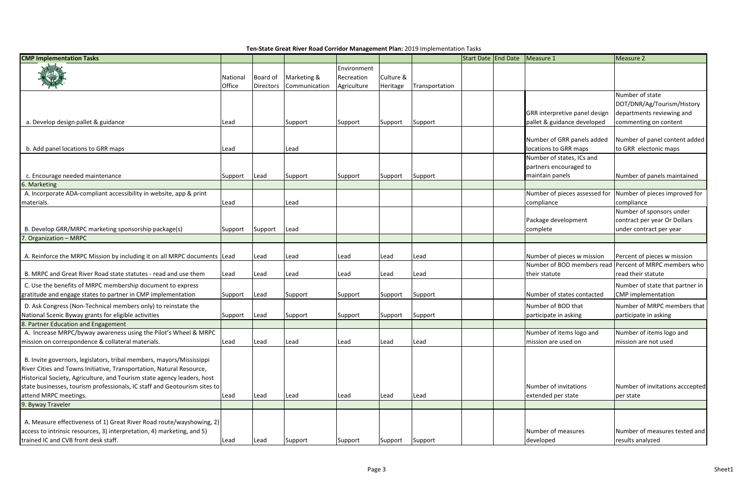**Ten-State Great River Road Corridor Management Plan:** 2019 Implementation Tasks

| CMP Implementation Tasks | | | | | | | Start Date | End Date | Measure 1 | Measure 2 |
|---|---|---|---|---|---|---|---|---|---|---|
| | National Office | Board of Directors | Marketing & Communication | Environment Recreation Agriculture | Culture & Heritage | Transportation | | | | |
| a. Develop design pallet & guidance | Lead | | Support | Support | Support | Support | | | GRR interpretive panel design pallet & guidance developed | Number of state DOT/DNR/Ag/Tourism/History departments reviewing and commenting on content |
| b. Add panel locations to GRR maps | Lead | | Lead | | | | | | Number of GRR panels added locations to GRR maps | Number of panel content added to GRR electonic maps |
| c. Encourage needed maintenance | Support | Lead | Support | Support | Support | Support | | | Number of states, ICs and partners encouraged to maintain panels | Number of panels maintained |
| 6. Marketing | | | | | | | | | | |
| A. Incorporate ADA-compliant accessibility in website, app & print materials. | Lead | | Lead | | | | | | Number of pieces assessed for compliance | Number of pieces improved for compliance |
| B. Develop GRR/MRPC marketing sponsorship package(s) | Support | Support | Lead | | | | | | Package development complete | Number of sponsors under contract per year Or Dollars under contract per year |
| 7. Organization – MRPC | | | | | | | | | | |
| A. Reinforce the MRPC Mission by including it on all MRPC documents | Lead | Lead | Lead | Lead | Lead | Lead | | | Number of pieces w mission | Percent of pieces w mission |
| B. MRPC and Great River Road state statutes - read and use them | Lead | Lead | Lead | Lead | Lead | Lead | | | Number of BOD members read their statute | Percent of MRPC members who read their statute |
| C. Use the benefits of MRPC membership document to express gratitude and engage states to partner in CMP implementation | Support | Lead | Support | Support | Support | Support | | | Number of states contacted | Number of state that partner in CMP implementation |
| D. Ask Congress (Non-Technical members only) to reinstate the National Scenic Byway grants for eligible activities | Support | Lead | Support | Support | Support | Support | | | Number of BOD that participate in asking | Number of MRPC members that participate in asking |
| 8. Partner Education and Engagement | | | | | | | | | | |
| A. Increase MRPC/byway awareness using the Pilot's Wheel & MRPC mission on correspondence & collateral materials. | Lead | Lead | Lead | Lead | Lead | Lead | | | Number of items logo and mission are used on | Number of items logo and mission are not used |
| B. Invite governors, legislators, tribal members, mayors/Mississippi River Cities and Towns Initiative, Transportation, Natural Resource, Historical Society, Agriculture, and Tourism state agency leaders, host state businesses, tourism professionals, IC staff and Geotourism sites to attend MRPC meetings. | Lead | Lead | Lead | Lead | Lead | Lead | | | Number of invitations extended per state | Number of invitations acccepted per state |
| 9. Byway Traveler | | | | | | | | | | |
| A. Measure effectiveness of 1) Great River Road route/wayshowing, 2) access to intrinsic resources, 3) interpretation, 4) marketing, and 5) trained IC and CVB front desk staff. | Lead | Lead | Support | Support | Support | Support | | | Number of measures developed | Number of measures tested and results analyzed |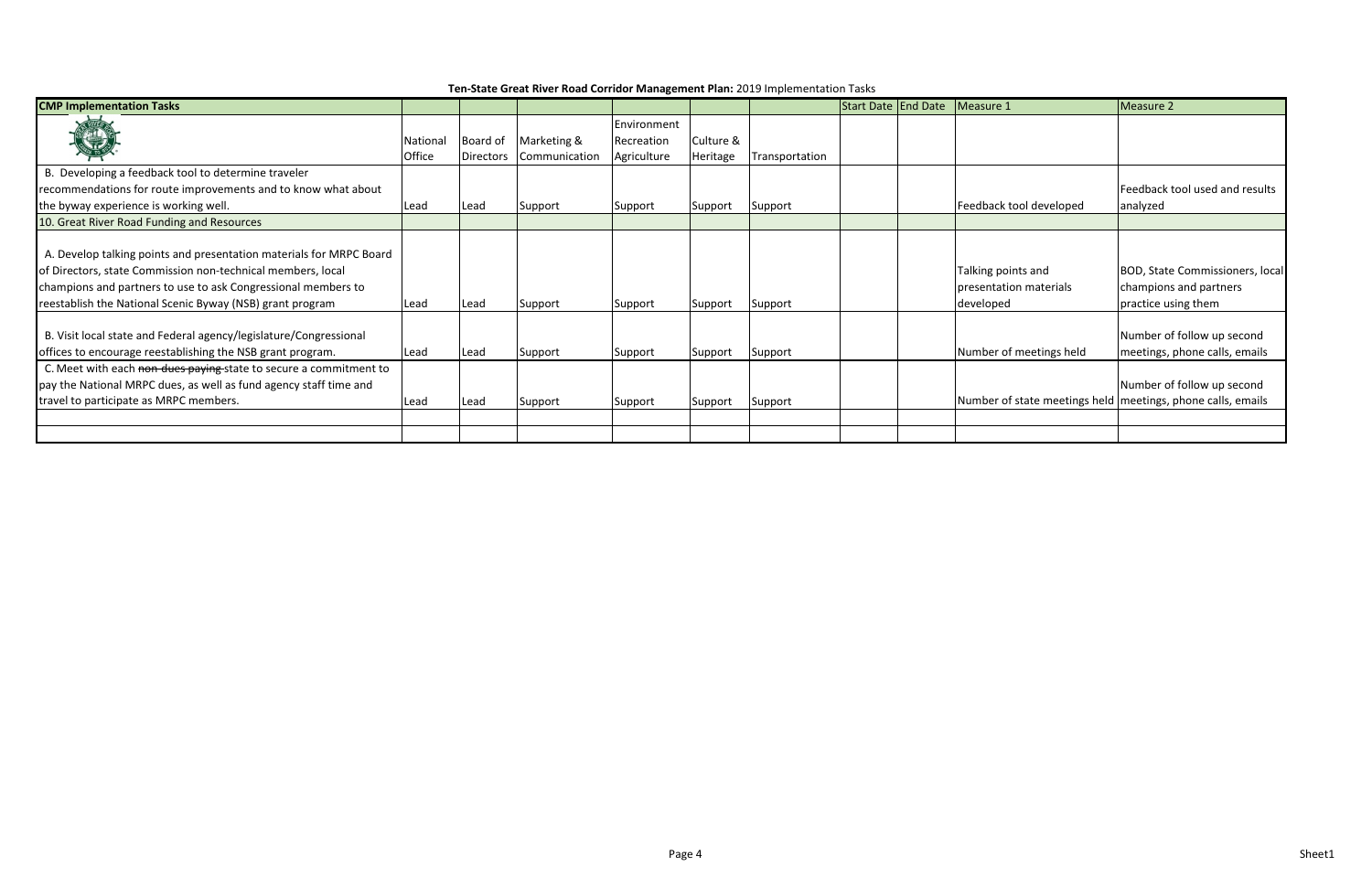**Ten-State Great River Road Corridor Management Plan:** 2019 Implementation Tasks

| CMP Implementation Tasks | | | | | | | Start Date | End Date | Measure 1 | Measure 2 |
|---|---|---|---|---|---|---|---|---|---|---|
| | National Office | Board of Directors | Marketing & Communication | Environment Recreation Agriculture | Culture & Heritage | Transportation | | | | |
| B. Developing a feedback tool to determine traveler recommendations for route improvements and to know what about the byway experience is working well. | Lead | Lead | Support | Support | Support | Support | | | Feedback tool developed | Feedback tool used and results analyzed |
| 10. Great River Road Funding and Resources | | | | | | | | | | |
| A. Develop talking points and presentation materials for MRPC Board of Directors, state Commission non-technical members, local champions and partners to use to ask Congressional members to reestablish the National Scenic Byway (NSB) grant program | Lead | Lead | Support | Support | Support | Support | | | Talking points and presentation materials developed | BOD, State Commissioners, local champions and partners practice using them |
| B. Visit local state and Federal agency/legislature/Congressional offices to encourage reestablishing the NSB grant program. | Lead | Lead | Support | Support | Support | Support | | | Number of meetings held | Number of follow up second meetings, phone calls, emails |
| C. Meet with each ~~non-dues paying~~ state to secure a commitment to pay the National MRPC dues, as well as fund agency staff time and travel to participate as MRPC members. | Lead | Lead | Support | Support | Support | Support | | | Number of state meetings held | Number of follow up second meetings, phone calls, emails |
| | | | | | | | | | | |
| | | | | | | | | | | |